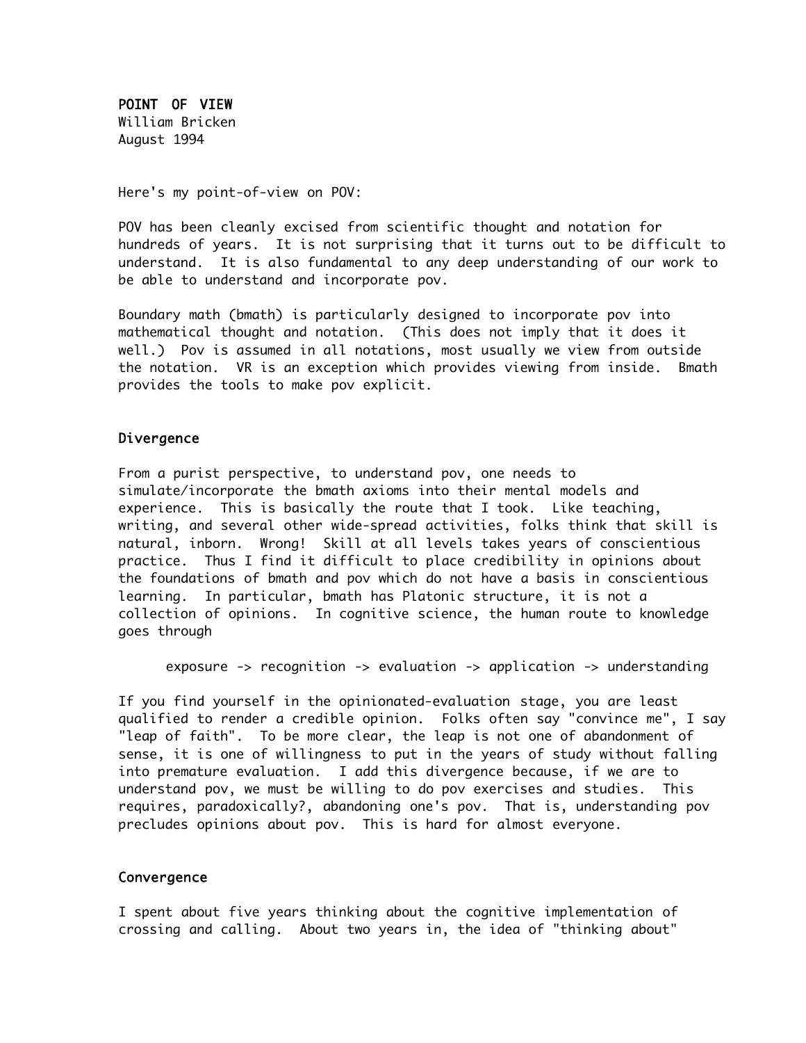# POINT OF VIEW

William Bricken
August 1994

Here's my point-of-view on POV:

POV has been cleanly excised from scientific thought and notation for hundreds of years. It is not surprising that it turns out to be difficult to understand. It is also fundamental to any deep understanding of our work to be able to understand and incorporate pov.

Boundary math (bmath) is particularly designed to incorporate pov into mathematical thought and notation. (This does not imply that it does it well.) Pov is assumed in all notations, most usually we view from outside the notation. VR is an exception which provides viewing from inside. Bmath provides the tools to make pov explicit.

## Divergence

From a purist perspective, to understand pov, one needs to simulate/incorporate the bmath axioms into their mental models and experience. This is basically the route that I took. Like teaching, writing, and several other wide-spread activities, folks think that skill is natural, inborn. Wrong! Skill at all levels takes years of conscientious practice. Thus I find it difficult to place credibility in opinions about the foundations of bmath and pov which do not have a basis in conscientious learning. In particular, bmath has Platonic structure, it is not a collection of opinions. In cognitive science, the human route to knowledge goes through

```
exposure -> recognition -> evaluation -> application -> understanding
```

If you find yourself in the opinionated-evaluation stage, you are least qualified to render a credible opinion. Folks often say "convince me", I say "leap of faith". To be more clear, the leap is not one of abandonment of sense, it is one of willingness to put in the years of study without falling into premature evaluation. I add this divergence because, if we are to understand pov, we must be willing to do pov exercises and studies. This requires, paradoxically?, abandoning one's pov. That is, understanding pov precludes opinions about pov. This is hard for almost everyone.

## Convergence

I spent about five years thinking about the cognitive implementation of crossing and calling. About two years in, the idea of "thinking about"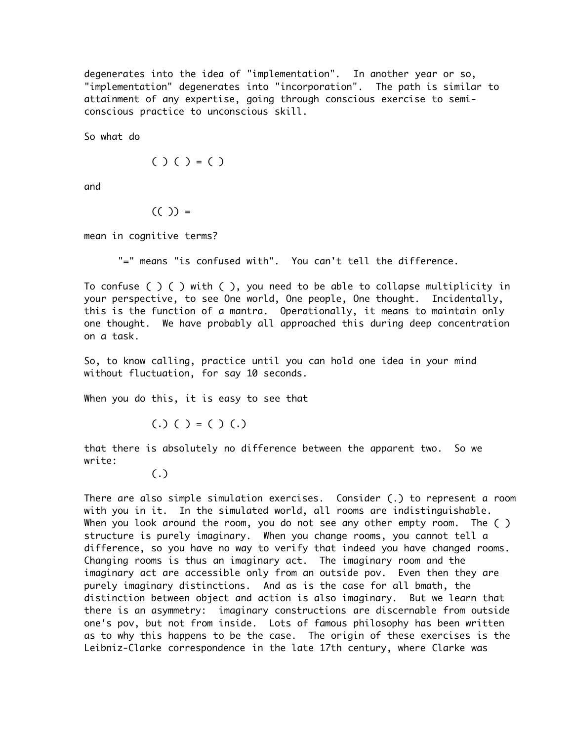degenerates into the idea of "implementation". In another year or so, "implementation" degenerates into "incorporation". The path is similar to attainment of any expertise, going through conscious exercise to semi-conscious practice to unconscious skill.

So what do

```
( ) ( ) = ( )
```

and

```
(( )) =
```

mean in cognitive terms?

> "=" means "is confused with". You can't tell the difference.

To confuse ( ) ( ) with ( ), you need to be able to collapse multiplicity in your perspective, to see One world, One people, One thought. Incidentally, this is the function of a mantra. Operationally, it means to maintain only one thought. We have probably all approached this during deep concentration on a task.

So, to know calling, practice until you can hold one idea in your mind without fluctuation, for say 10 seconds.

When you do this, it is easy to see that

```
(.) ( ) = ( ) (.)
```

that there is absolutely no difference between the apparent two. So we write:

```
(.)
```

There are also simple simulation exercises. Consider (.) to represent a room with you in it. In the simulated world, all rooms are indistinguishable. When you look around the room, you do not see any other empty room. The ( ) structure is purely imaginary. When you change rooms, you cannot tell a difference, so you have no way to verify that indeed you have changed rooms. Changing rooms is thus an imaginary act. The imaginary room and the imaginary act are accessible only from an outside pov. Even then they are purely imaginary distinctions. And as is the case for all bmath, the distinction between object and action is also imaginary. But we learn that there is an asymmetry: imaginary constructions are discernable from outside one's pov, but not from inside. Lots of famous philosophy has been written as to why this happens to be the case. The origin of these exercises is the Leibniz-Clarke correspondence in the late 17th century, where Clarke was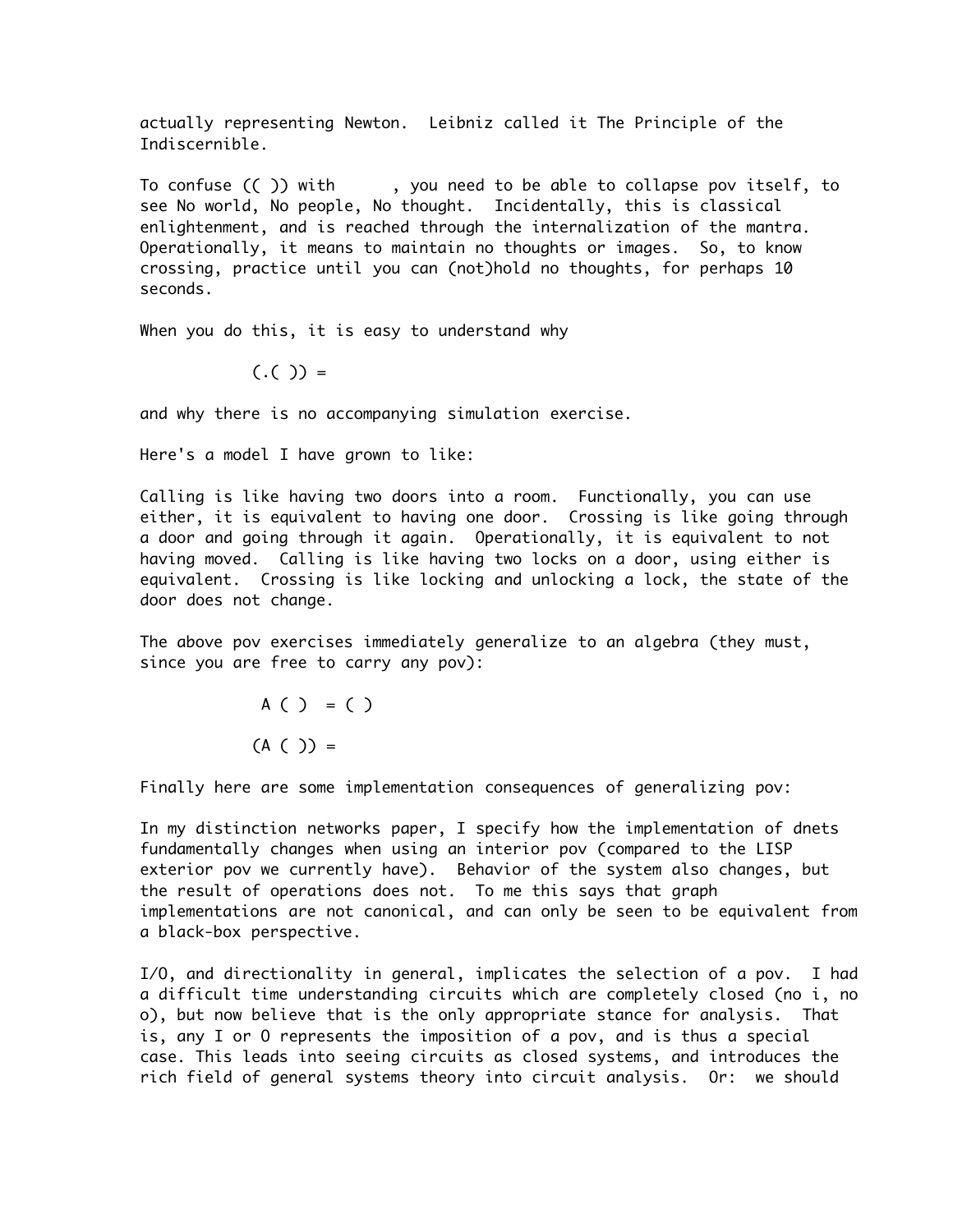actually representing Newton.  Leibniz called it The Principle of the Indiscernible.

To confuse (( )) with      , you need to be able to collapse pov itself, to see No world, No people, No thought.  Incidentally, this is classical enlightenment, and is reached through the internalization of the mantra. Operationally, it means to maintain no thoughts or images.  So, to know crossing, practice until you can (not)hold no thoughts, for perhaps 10 seconds.

When you do this, it is easy to understand why

```
(.( )) =
```

and why there is no accompanying simulation exercise.

Here's a model I have grown to like:

Calling is like having two doors into a room.  Functionally, you can use either, it is equivalent to having one door.  Crossing is like going through a door and going through it again.  Operationally, it is equivalent to not having moved.  Calling is like having two locks on a door, using either is equivalent.  Crossing is like locking and unlocking a lock, the state of the door does not change.

The above pov exercises immediately generalize to an algebra (they must, since you are free to carry any pov):

```
 A ( )  = ( )

(A ( )) =
```

Finally here are some implementation consequences of generalizing pov:

In my distinction networks paper, I specify how the implementation of dnets fundamentally changes when using an interior pov (compared to the LISP exterior pov we currently have).  Behavior of the system also changes, but the result of operations does not.  To me this says that graph implementations are not canonical, and can only be seen to be equivalent from a black-box perspective.

I/O, and directionality in general, implicates the selection of a pov.  I had a difficult time understanding circuits which are completely closed (no i, no o), but now believe that is the only appropriate stance for analysis.  That is, any I or O represents the imposition of a pov, and is thus a special case. This leads into seeing circuits as closed systems, and introduces the rich field of general systems theory into circuit analysis.  Or:  we should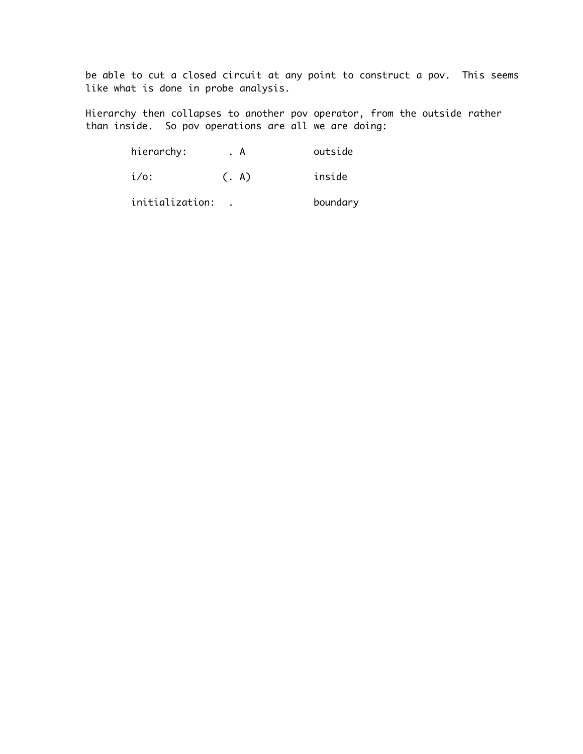be able to cut a closed circuit at any point to construct a pov. This seems like what is done in probe analysis.

Hierarchy then collapses to another pov operator, from the outside rather than inside. So pov operations are all we are doing:

```
hierarchy:       . A         outside

i/o:            (. A)        inside

initialization:  .           boundary
```